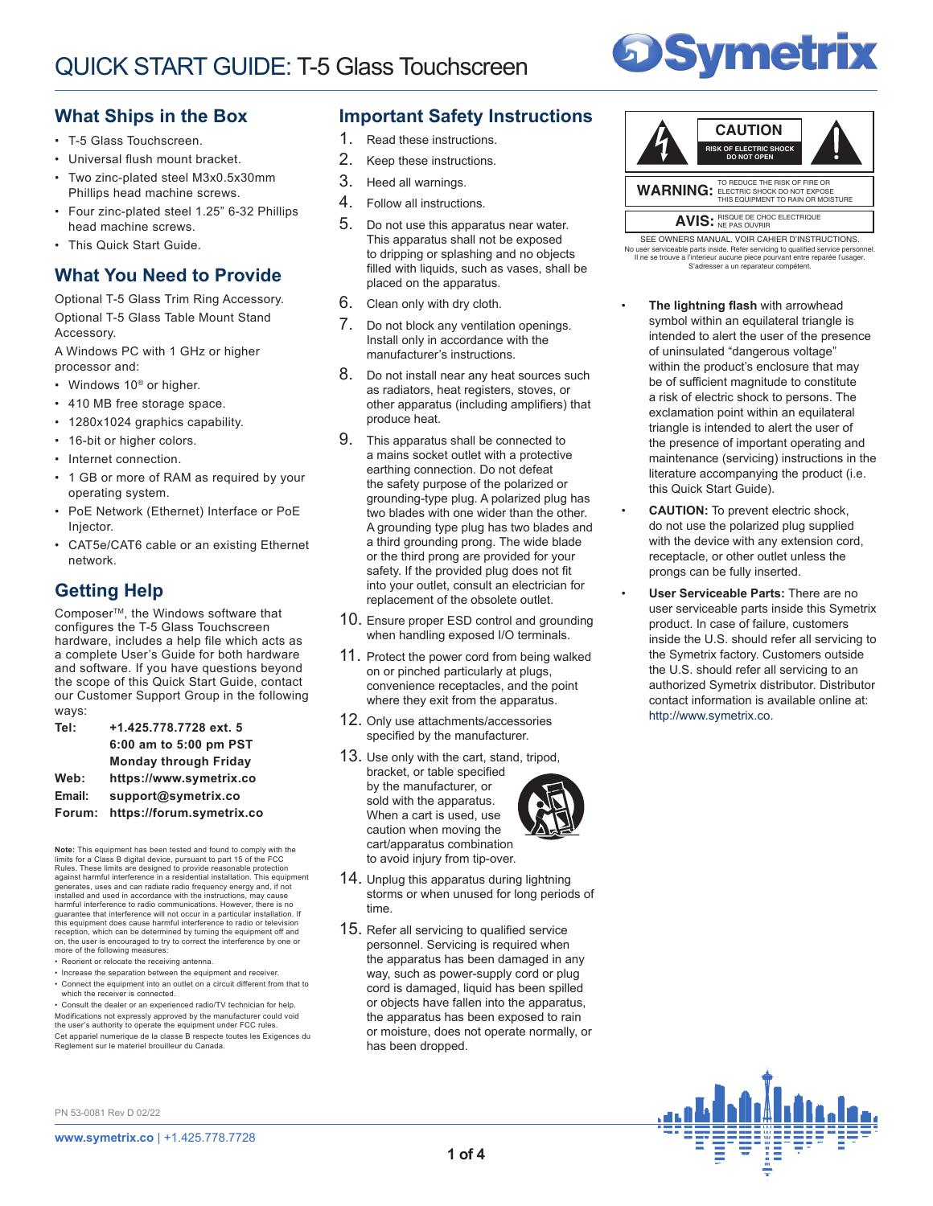# QUICK START GUIDE: T-5 Glass Touchscreen

## What Ships in the Box

- T-5 Glass Touchscreen.
- Universal flush mount bracket.
- Two zinc-plated steel M3x0.5x30mm Phillips head machine screws.
- Four zinc-plated steel 1.25" 6-32 Phillips head machine screws.
- This Quick Start Guide.

## What You Need to Provide

Optional T-5 Glass Trim Ring Accessory.

Optional T-5 Glass Table Mount Stand Accessory.

A Windows PC with 1 GHz or higher processor and:

- Windows 10® or higher.
- 410 MB free storage space.
- 1280x1024 graphics capability.
- 16-bit or higher colors.
- Internet connection.
- 1 GB or more of RAM as required by your operating system.
- PoE Network (Ethernet) Interface or PoE Injector.
- CAT5e/CAT6 cable or an existing Ethernet network.

## Getting Help

Composer™, the Windows software that configures the T-5 Glass Touchscreen hardware, includes a help file which acts as a complete User's Guide for both hardware and software. If you have questions beyond the scope of this Quick Start Guide, contact our Customer Support Group in the following ways:

| | |
|---|---|
| **Tel:** | **+1.425.778.7728 ext. 5** |
| | **6:00 am to 5:00 pm PST** |
| | **Monday through Friday** |
| **Web:** | **https://www.symetrix.co** |
| **Email:** | **support@symetrix.co** |
| **Forum:** | **https://forum.symetrix.co** |

**Note:** This equipment has been tested and found to comply with the limits for a Class B digital device, pursuant to part 15 of the FCC Rules. These limits are designed to provide reasonable protection against harmful interference in a residential installation. This equipment generates, uses and can radiate radio frequency energy and, if not installed and used in accordance with the instructions, may cause harmful interference to radio communications. However, there is no guarantee that interference will not occur in a particular installation. If this equipment does cause harmful interference to radio or television reception, which can be determined by turning the equipment off and on, the user is encouraged to try to correct the interference by one or more of the following measures:

- Reorient or relocate the receiving antenna.
- Increase the separation between the equipment and receiver.
- Connect the equipment into an outlet on a circuit different from that to which the receiver is connected.
- Consult the dealer or an experienced radio/TV technician for help.

Modifications not expressly approved by the manufacturer could void the user's authority to operate the equipment under FCC rules.

Cet appariel numerique de la classe B respecte toutes les Exigences du Reglement sur le materiel brouilleur du Canada.

## Important Safety Instructions

1. Read these instructions.
2. Keep these instructions.
3. Heed all warnings.
4. Follow all instructions.
5. Do not use this apparatus near water. This apparatus shall not be exposed to dripping or splashing and no objects filled with liquids, such as vases, shall be placed on the apparatus.
6. Clean only with dry cloth.
7. Do not block any ventilation openings. Install only in accordance with the manufacturer's instructions.
8. Do not install near any heat sources such as radiators, heat registers, stoves, or other apparatus (including amplifiers) that produce heat.
9. This apparatus shall be connected to a mains socket outlet with a protective earthing connection. Do not defeat the safety purpose of the polarized or grounding-type plug. A polarized plug has two blades with one wider than the other. A grounding type plug has two blades and a third grounding prong. The wide blade or the third prong are provided for your safety. If the provided plug does not fit into your outlet, consult an electrician for replacement of the obsolete outlet.
10. Ensure proper ESD control and grounding when handling exposed I/O terminals.
11. Protect the power cord from being walked on or pinched particularly at plugs, convenience receptacles, and the point where they exit from the apparatus.
12. Only use attachments/accessories specified by the manufacturer.
13. Use only with the cart, stand, tripod, bracket, or table specified by the manufacturer, or sold with the apparatus. When a cart is used, use caution when moving the cart/apparatus combination to avoid injury from tip-over.
14. Unplug this apparatus during lightning storms or when unused for long periods of time.
15. Refer all servicing to qualified service personnel. Servicing is required when the apparatus has been damaged in any way, such as power-supply cord or plug cord is damaged, liquid has been spilled or objects have fallen into the apparatus, the apparatus has been exposed to rain or moisture, does not operate normally, or has been dropped.

**CAUTION**
RISK OF ELECTRIC SHOCK
DO NOT OPEN

**WARNING:** TO REDUCE THE RISK OF FIRE OR ELECTRIC SHOCK DO NOT EXPOSE THIS EQUIPMENT TO RAIN OR MOISTURE

**AVIS:** RISQUE DE CHOC ELECTRIQUE NE PAS OUVRIR

SEE OWNERS MANUAL. VOIR CAHIER D'INSTRUCTIONS.
No user serviceable parts inside. Refer servicing to qualified service personnel.
Il ne se trouve a l'interieur aucune piece pourvant entre reparée l'usager.
S'adresser a un reparateur compétent.

- **The lightning flash** with arrowhead symbol within an equilateral triangle is intended to alert the user of the presence of uninsulated "dangerous voltage" within the product's enclosure that may be of sufficient magnitude to constitute a risk of electric shock to persons. The exclamation point within an equilateral triangle is intended to alert the user of the presence of important operating and maintenance (servicing) instructions in the literature accompanying the product (i.e. this Quick Start Guide).
- **CAUTION:** To prevent electric shock, do not use the polarized plug supplied with the device with any extension cord, receptacle, or other outlet unless the prongs can be fully inserted.
- **User Serviceable Parts:** There are no user serviceable parts inside this Symetrix product. In case of failure, customers inside the U.S. should refer all servicing to the Symetrix factory. Customers outside the U.S. should refer all servicing to an authorized Symetrix distributor. Distributor contact information is available online at: http://www.symetrix.co.

PN 53-0081 Rev D 02/22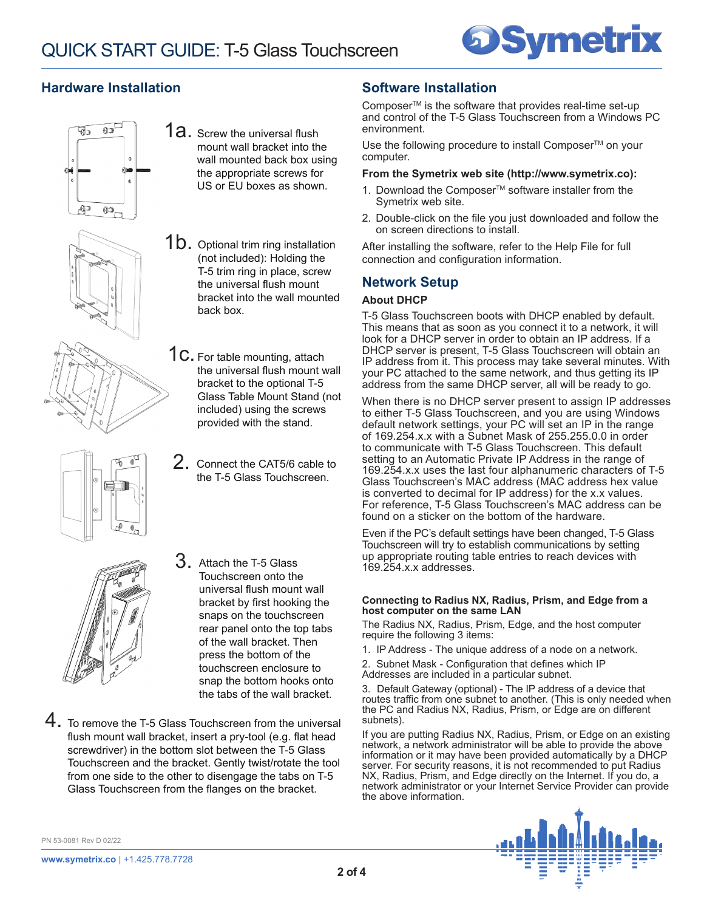# QUICK START GUIDE: T-5 Glass Touchscreen

## Hardware Installation

1a. Screw the universal flush mount wall bracket into the wall mounted back box using the appropriate screws for US or EU boxes as shown.

1b. Optional trim ring installation (not included): Holding the T-5 trim ring in place, screw the universal flush mount bracket into the wall mounted back box.

1c. For table mounting, attach the universal flush mount wall bracket to the optional T-5 Glass Table Mount Stand (not included) using the screws provided with the stand.

2. Connect the CAT5/6 cable to the T-5 Glass Touchscreen.

3. Attach the T-5 Glass Touchscreen onto the universal flush mount wall bracket by first hooking the snaps on the touchscreen rear panel onto the top tabs of the wall bracket. Then press the bottom of the touchscreen enclosure to snap the bottom hooks onto the tabs of the wall bracket.

4. To remove the T-5 Glass Touchscreen from the universal flush mount wall bracket, insert a pry-tool (e.g. flat head screwdriver) in the bottom slot between the T-5 Glass Touchscreen and the bracket. Gently twist/rotate the tool from one side to the other to disengage the tabs on T-5 Glass Touchscreen from the flanges on the bracket.

## Software Installation

Composer™ is the software that provides real-time set-up and control of the T-5 Glass Touchscreen from a Windows PC environment.

Use the following procedure to install Composer™ on your computer.

**From the Symetrix web site (http://www.symetrix.co):**

1. Download the Composer™ software installer from the Symetrix web site.
2. Double-click on the file you just downloaded and follow the on screen directions to install.

After installing the software, refer to the Help File for full connection and configuration information.

## Network Setup

### About DHCP

T-5 Glass Touchscreen boots with DHCP enabled by default. This means that as soon as you connect it to a network, it will look for a DHCP server in order to obtain an IP address. If a DHCP server is present, T-5 Glass Touchscreen will obtain an IP address from it. This process may take several minutes. With your PC attached to the same network, and thus getting its IP address from the same DHCP server, all will be ready to go.

When there is no DHCP server present to assign IP addresses to either T-5 Glass Touchscreen, and you are using Windows default network settings, your PC will set an IP in the range of 169.254.x.x with a Subnet Mask of 255.255.0.0 in order to communicate with T-5 Glass Touchscreen. This default setting to an Automatic Private IP Address in the range of 169.254.x.x uses the last four alphanumeric characters of T-5 Glass Touchscreen's MAC address (MAC address hex value is converted to decimal for IP address) for the x.x values. For reference, T-5 Glass Touchscreen's MAC address can be found on a sticker on the bottom of the hardware.

Even if the PC's default settings have been changed, T-5 Glass Touchscreen will try to establish communications by setting up appropriate routing table entries to reach devices with 169.254.x.x addresses.

**Connecting to Radius NX, Radius, Prism, and Edge from a host computer on the same LAN**

The Radius NX, Radius, Prism, Edge, and the host computer require the following 3 items:

1. IP Address - The unique address of a node on a network.
2. Subnet Mask - Configuration that defines which IP Addresses are included in a particular subnet.
3. Default Gateway (optional) - The IP address of a device that routes traffic from one subnet to another. (This is only needed when the PC and Radius NX, Radius, Prism, or Edge are on different subnets).

If you are putting Radius NX, Radius, Prism, or Edge on an existing network, a network administrator will be able to provide the above information or it may have been provided automatically by a DHCP server. For security reasons, it is not recommended to put Radius NX, Radius, Prism, and Edge directly on the Internet. If you do, a network administrator or your Internet Service Provider can provide the above information.

PN 53-0081 Rev D 02/22

www.symetrix.co | +1.425.778.7728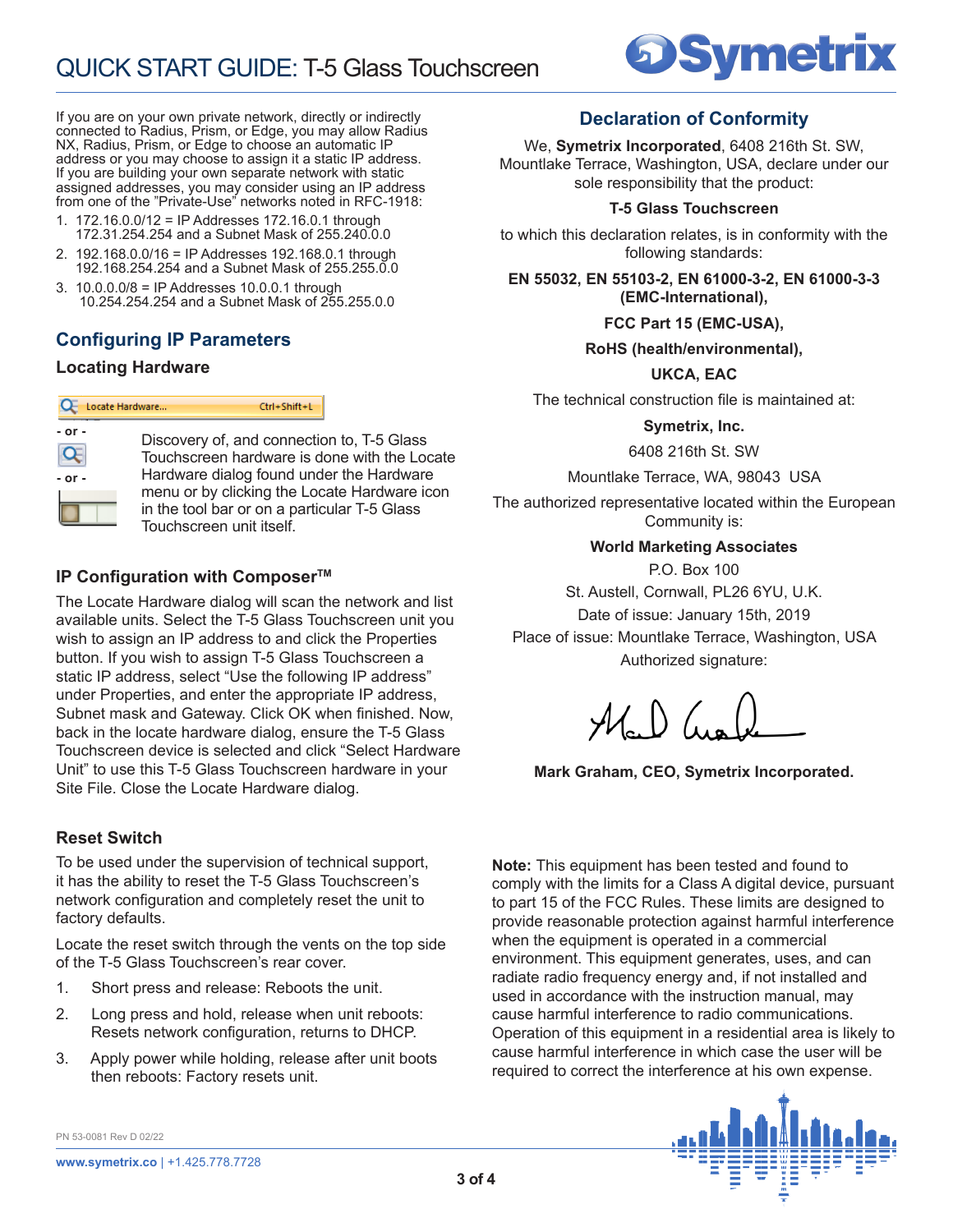If you are on your own private network, directly or indirectly connected to Radius, Prism, or Edge, you may allow Radius NX, Radius, Prism, or Edge to choose an automatic IP address or you may choose to assign it a static IP address. If you are building your own separate network with static assigned addresses, you may consider using an IP address from one of the "Private-Use" networks noted in RFC-1918:

1. 172.16.0.0/12 = IP Addresses 172.16.0.1 through 172.31.254.254 and a Subnet Mask of 255.240.0.0
2. 192.168.0.0/16 = IP Addresses 192.168.0.1 through 192.168.254.254 and a Subnet Mask of 255.255.0.0
3. 10.0.0.0/8 = IP Addresses 10.0.0.1 through 10.254.254.254 and a Subnet Mask of 255.0.0.0

## Configuring IP Parameters

### Locating Hardware

Locate Hardware... Ctrl+Shift+L

- or -

- or -

Discovery of, and connection to, T-5 Glass Touchscreen hardware is done with the Locate Hardware dialog found under the Hardware menu or by clicking the Locate Hardware icon in the tool bar or on a particular T-5 Glass Touchscreen unit itself.

### IP Configuration with Composer™

The Locate Hardware dialog will scan the network and list available units. Select the T-5 Glass Touchscreen unit you wish to assign an IP address to and click the Properties button. If you wish to assign T-5 Glass Touchscreen a static IP address, select "Use the following IP address" under Properties, and enter the appropriate IP address, Subnet mask and Gateway. Click OK when finished. Now, back in the locate hardware dialog, ensure the T-5 Glass Touchscreen device is selected and click "Select Hardware Unit" to use this T-5 Glass Touchscreen hardware in your Site File. Close the Locate Hardware dialog.

### Reset Switch

To be used under the supervision of technical support, it has the ability to reset the T-5 Glass Touchscreen's network configuration and completely reset the unit to factory defaults.

Locate the reset switch through the vents on the top side of the T-5 Glass Touchscreen's rear cover.

1. Short press and release: Reboots the unit.
2. Long press and hold, release when unit reboots: Resets network configuration, returns to DHCP.
3. Apply power while holding, release after unit boots then reboots: Factory resets unit.

## Declaration of Conformity

We, **Symetrix Incorporated**, 6408 216th St. SW, Mountlake Terrace, Washington, USA, declare under our sole responsibility that the product:

**T-5 Glass Touchscreen**

to which this declaration relates, is in conformity with the following standards:

**EN 55032, EN 55103-2, EN 61000-3-2, EN 61000-3-3 (EMC-International),**

**FCC Part 15 (EMC-USA),**

**RoHS (health/environmental),**

**UKCA, EAC**

The technical construction file is maintained at:

**Symetrix, Inc.**

6408 216th St. SW

Mountlake Terrace, WA, 98043 USA

The authorized representative located within the European Community is:

**World Marketing Associates**

P.O. Box 100

St. Austell, Cornwall, PL26 6YU, U.K.

Date of issue: January 15th, 2019

Place of issue: Mountlake Terrace, Washington, USA

Authorized signature:

**Mark Graham, CEO, Symetrix Incorporated.**

**Note:** This equipment has been tested and found to comply with the limits for a Class A digital device, pursuant to part 15 of the FCC Rules. These limits are designed to provide reasonable protection against harmful interference when the equipment is operated in a commercial environment. This equipment generates, uses, and can radiate radio frequency energy and, if not installed and used in accordance with the instruction manual, may cause harmful interference to radio communications. Operation of this equipment in a residential area is likely to cause harmful interference in which case the user will be required to correct the interference at his own expense.

PN 53-0081 Rev D 02/22

www.symetrix.co | +1.425.778.7728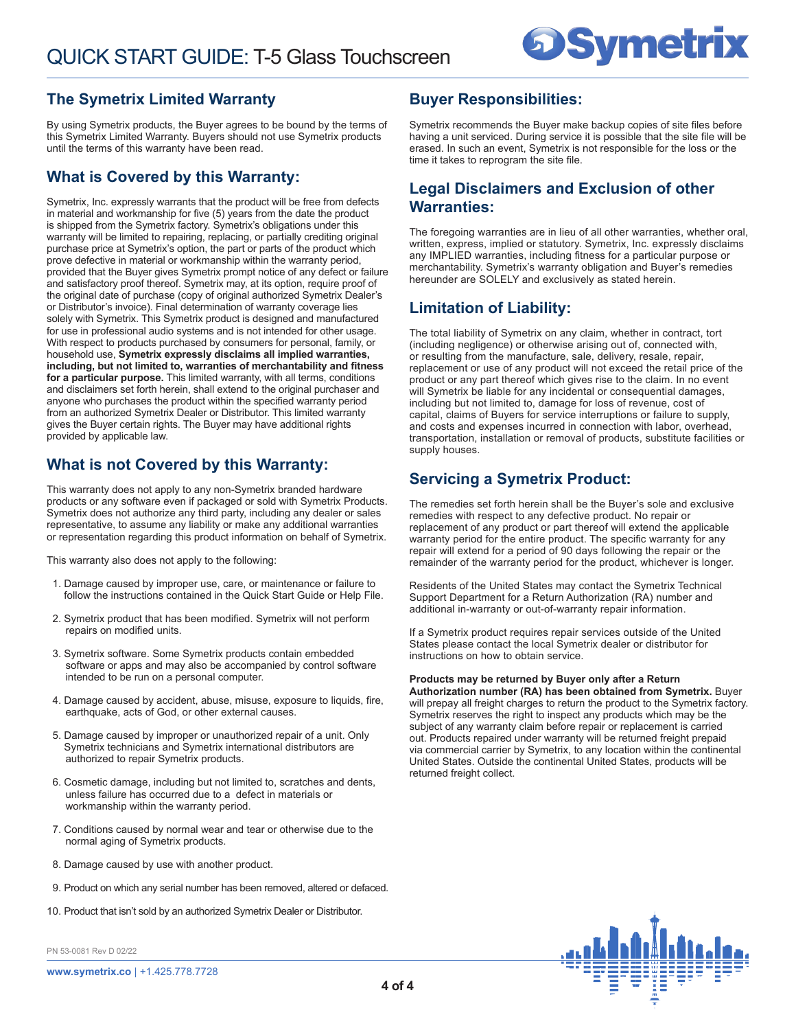## The Symetrix Limited Warranty

By using Symetrix products, the Buyer agrees to be bound by the terms of this Symetrix Limited Warranty. Buyers should not use Symetrix products until the terms of this warranty have been read.

## What is Covered by this Warranty:

Symetrix, Inc. expressly warrants that the product will be free from defects in material and workmanship for five (5) years from the date the product is shipped from the Symetrix factory. Symetrix's obligations under this warranty will be limited to repairing, replacing, or partially crediting original purchase price at Symetrix's option, the part or parts of the product which prove defective in material or workmanship within the warranty period, provided that the Buyer gives Symetrix prompt notice of any defect or failure and satisfactory proof thereof. Symetrix may, at its option, require proof of the original date of purchase (copy of original authorized Symetrix Dealer's or Distributor's invoice). Final determination of warranty coverage lies solely with Symetrix. This Symetrix product is designed and manufactured for use in professional audio systems and is not intended for other usage. With respect to products purchased by consumers for personal, family, or household use, **Symetrix expressly disclaims all implied warranties, including, but not limited to, warranties of merchantability and fitness for a particular purpose.** This limited warranty, with all terms, conditions and disclaimers set forth herein, shall extend to the original purchaser and anyone who purchases the product within the specified warranty period from an authorized Symetrix Dealer or Distributor. This limited warranty gives the Buyer certain rights. The Buyer may have additional rights provided by applicable law.

## What is not Covered by this Warranty:

This warranty does not apply to any non-Symetrix branded hardware products or any software even if packaged or sold with Symetrix Products. Symetrix does not authorize any third party, including any dealer or sales representative, to assume any liability or make any additional warranties or representation regarding this product information on behalf of Symetrix.

This warranty also does not apply to the following:

1. Damage caused by improper use, care, or maintenance or failure to follow the instructions contained in the Quick Start Guide or Help File.
2. Symetrix product that has been modified. Symetrix will not perform repairs on modified units.
3. Symetrix software. Some Symetrix products contain embedded software or apps and may also be accompanied by control software intended to be run on a personal computer.
4. Damage caused by accident, abuse, misuse, exposure to liquids, fire, earthquake, acts of God, or other external causes.
5. Damage caused by improper or unauthorized repair of a unit. Only Symetrix technicians and Symetrix international distributors are authorized to repair Symetrix products.
6. Cosmetic damage, including but not limited to, scratches and dents, unless failure has occurred due to a defect in materials or workmanship within the warranty period.
7. Conditions caused by normal wear and tear or otherwise due to the normal aging of Symetrix products.
8. Damage caused by use with another product.
9. Product on which any serial number has been removed, altered or defaced.
10. Product that isn't sold by an authorized Symetrix Dealer or Distributor.

## Buyer Responsibilities:

Symetrix recommends the Buyer make backup copies of site files before having a unit serviced. During service it is possible that the site file will be erased. In such an event, Symetrix is not responsible for the loss or the time it takes to reprogram the site file.

## Legal Disclaimers and Exclusion of other Warranties:

The foregoing warranties are in lieu of all other warranties, whether oral, written, express, implied or statutory. Symetrix, Inc. expressly disclaims any IMPLIED warranties, including fitness for a particular purpose or merchantability. Symetrix's warranty obligation and Buyer's remedies hereunder are SOLELY and exclusively as stated herein.

## Limitation of Liability:

The total liability of Symetrix on any claim, whether in contract, tort (including negligence) or otherwise arising out of, connected with, or resulting from the manufacture, sale, delivery, resale, repair, replacement or use of any product will not exceed the retail price of the product or any part thereof which gives rise to the claim. In no event will Symetrix be liable for any incidental or consequential damages, including but not limited to, damage for loss of revenue, cost of capital, claims of Buyers for service interruptions or failure to supply, and costs and expenses incurred in connection with labor, overhead, transportation, installation or removal of products, substitute facilities or supply houses.

## Servicing a Symetrix Product:

The remedies set forth herein shall be the Buyer's sole and exclusive remedies with respect to any defective product. No repair or replacement of any product or part thereof will extend the applicable warranty period for the entire product. The specific warranty for any repair will extend for a period of 90 days following the repair or the remainder of the warranty period for the product, whichever is longer.

Residents of the United States may contact the Symetrix Technical Support Department for a Return Authorization (RA) number and additional in-warranty or out-of-warranty repair information.

If a Symetrix product requires repair services outside of the United States please contact the local Symetrix dealer or distributor for instructions on how to obtain service.

**Products may be returned by Buyer only after a Return Authorization number (RA) has been obtained from Symetrix.** Buyer will prepay all freight charges to return the product to the Symetrix factory. Symetrix reserves the right to inspect any products which may be the subject of any warranty claim before repair or replacement is carried out. Products repaired under warranty will be returned freight prepaid via commercial carrier by Symetrix, to any location within the continental United States. Outside the continental United States, products will be returned freight collect.

PN 53-0081 Rev D 02/22